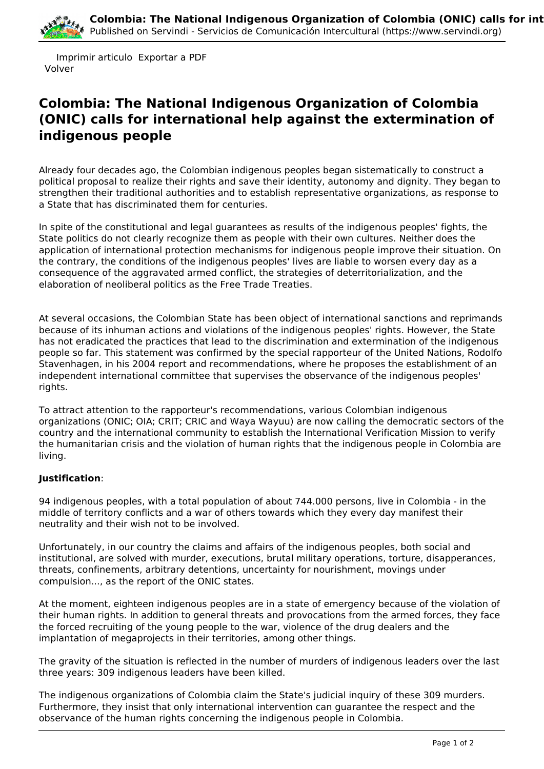Imprimir articulo Exportar a PDF
Volver

# Colombia: The National Indigenous Organization of Colombia (ONIC) calls for international help against the extermination of indigenous people

Already four decades ago, the Colombian indigenous peoples began sistematically to construct a political proposal to realize their rights and save their identity, autonomy and dignity. They began to strengthen their traditional authorities and to establish representative organizations, as response to a State that has discriminated them for centuries.

In spite of the constitutional and legal guarantees as results of the indigenous peoples' fights, the State politics do not clearly recognize them as people with their own cultures. Neither does the application of international protection mechanisms for indigenous people improve their situation. On the contrary, the conditions of the indigenous peoples' lives are liable to worsen every day as a consequence of the aggravated armed conflict, the strategies of deterritorialization, and the elaboration of neoliberal politics as the Free Trade Treaties.

At several occasions, the Colombian State has been object of international sanctions and reprimands because of its inhuman actions and violations of the indigenous peoples' rights. However, the State has not eradicated the practices that lead to the discrimination and extermination of the indigenous people so far. This statement was confirmed by the special rapporteur of the United Nations, Rodolfo Stavenhagen, in his 2004 report and recommendations, where he proposes the establishment of an independent international committee that supervises the observance of the indigenous peoples' rights.

To attract attention to the rapporteur's recommendations, various Colombian indigenous organizations (ONIC; OIA; CRIT; CRIC and Waya Wayuu) are now calling the democratic sectors of the country and the international community to establish the International Verification Mission to verify the humanitarian crisis and the violation of human rights that the indigenous people in Colombia are living.

**Justification**:

94 indigenous peoples, with a total population of about 744.000 persons, live in Colombia - in the middle of territory conflicts and a war of others towards which they every day manifest their neutrality and their wish not to be involved.

Unfortunately, in our country the claims and affairs of the indigenous peoples, both social and institutional, are solved with murder, executions, brutal military operations, torture, disapperances, threats, confinements, arbitrary detentions, uncertainty for nourishment, movings under compulsion..., as the report of the ONIC states.

At the moment, eighteen indigenous peoples are in a state of emergency because of the violation of their human rights. In addition to general threats and provocations from the armed forces, they face the forced recruiting of the young people to the war, violence of the drug dealers and the implantation of megaprojects in their territories, among other things.

The gravity of the situation is reflected in the number of murders of indigenous leaders over the last three years: 309 indigenous leaders have been killed.

The indigenous organizations of Colombia claim the State's judicial inquiry of these 309 murders. Furthermore, they insist that only international intervention can guarantee the respect and the observance of the human rights concerning the indigenous people in Colombia.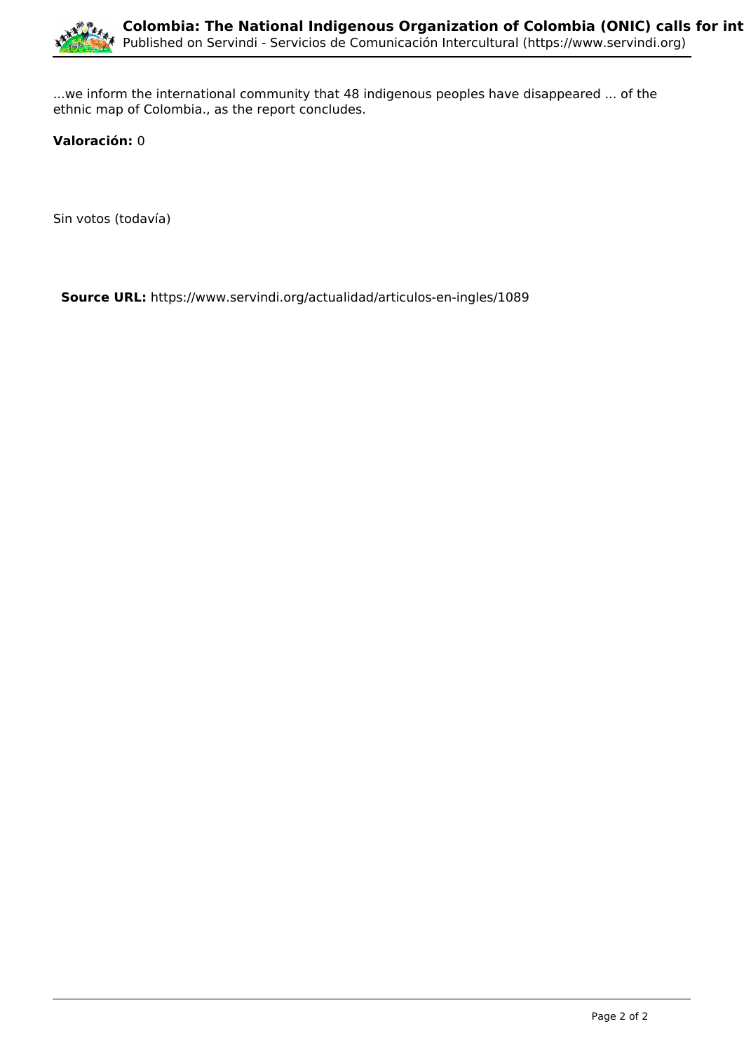...we inform the international community that 48 indigenous peoples have disappeared ... of the ethnic map of Colombia., as the report concludes.

**Valoración:** 0

Sin votos (todavía)

**Source URL:** https://www.servindi.org/actualidad/articulos-en-ingles/1089